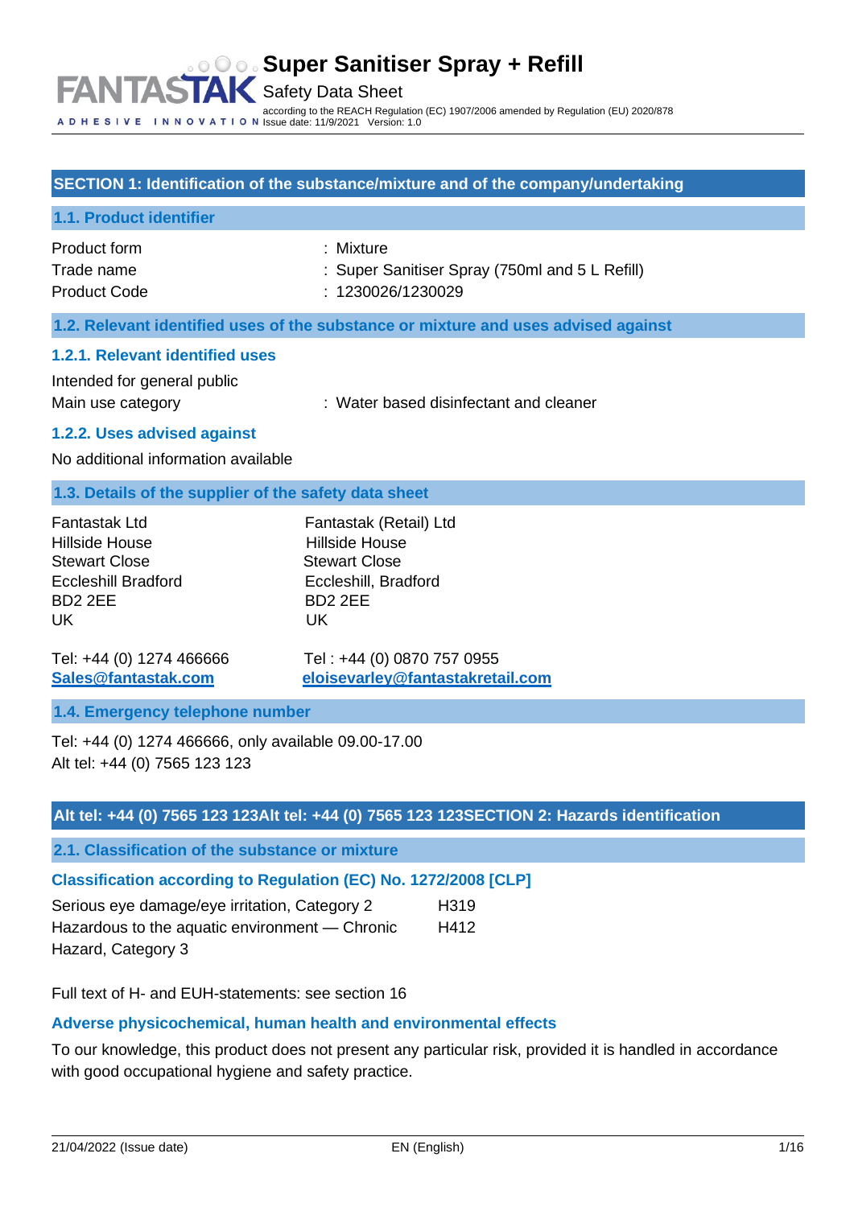# Super Sanitiser Spray + Refill

Safety Data Sheet

according to the REACH Regulation (EC) 1907/2006 amended by Regulation (EU) 2020/878
Issue date: 11/9/2021 Version: 1.0

## SECTION 1: Identification of the substance/mixture and of the company/undertaking

### 1.1. Product identifier

| | |
|---|---|
| Product form | : Mixture |
| Trade name | : Super Sanitiser Spray (750ml and 5 L Refill) |
| Product Code | : 1230026/1230029 |

### 1.2. Relevant identified uses of the substance or mixture and uses advised against

#### 1.2.1. Relevant identified uses

Intended for general public

Main use category : Water based disinfectant and cleaner

#### 1.2.2. Uses advised against

No additional information available

### 1.3. Details of the supplier of the safety data sheet

| | |
|---|---|
| Fantastak Ltd | Fantastak (Retail) Ltd |
| Hillside House | Hillside House |
| Stewart Close | Stewart Close |
| Eccleshill Bradford | Eccleshill, Bradford |
| BD2 2EE | BD2 2EE |
| UK | UK |
| Tel: +44 (0) 1274 466666 | Tel : +44 (0) 0870 757 0955 |
| Sales@fantastak.com | eloisevarley@fantastakretail.com |

### 1.4. Emergency telephone number

Tel: +44 (0) 1274 466666, only available 09.00-17.00
Alt tel: +44 (0) 7565 123 123

## Alt tel: +44 (0) 7565 123 123Alt tel: +44 (0) 7565 123 123SECTION 2: Hazards identification

### 2.1. Classification of the substance or mixture

#### Classification according to Regulation (EC) No. 1272/2008 [CLP]

| | |
|---|---|
| Serious eye damage/eye irritation, Category 2 | H319 |
| Hazardous to the aquatic environment — Chronic Hazard, Category 3 | H412 |

Full text of H- and EUH-statements: see section 16

#### Adverse physicochemical, human health and environmental effects

To our knowledge, this product does not present any particular risk, provided it is handled in accordance with good occupational hygiene and safety practice.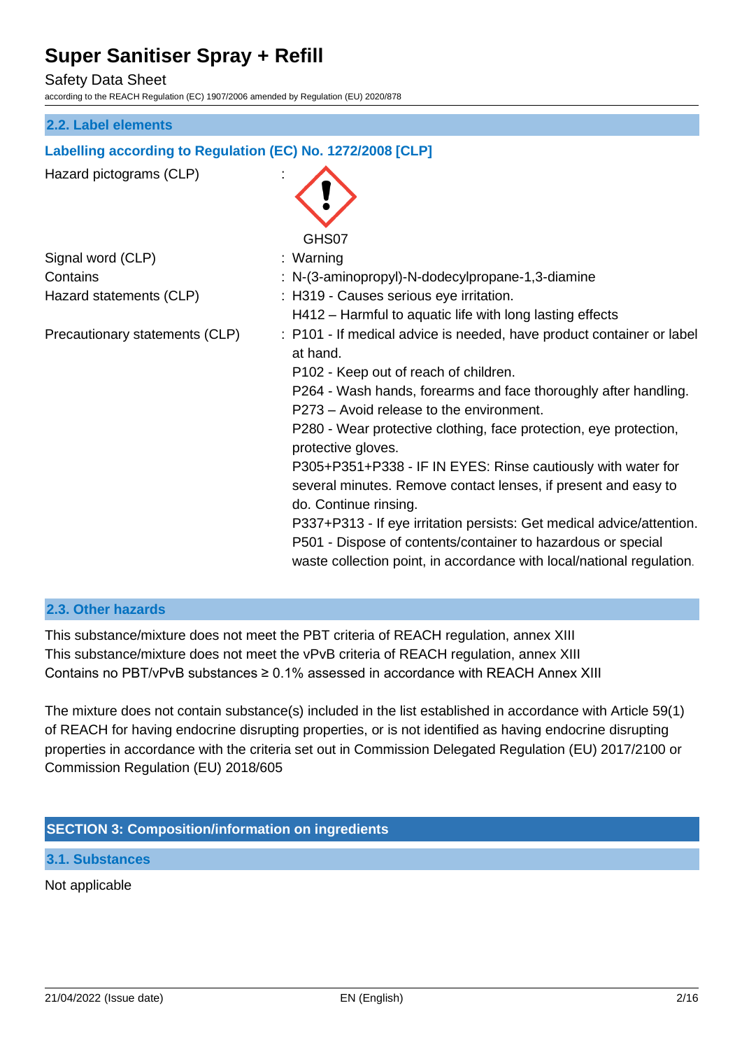## 2.2. Label elements

### Labelling according to Regulation (EC) No. 1272/2008 [CLP]

Hazard pictograms (CLP) :

GHS07

Signal word (CLP) : Warning

Contains : N-(3-aminopropyl)-N-dodecylpropane-1,3-diamine

Hazard statements (CLP) : H319 - Causes serious eye irritation.
H412 – Harmful to aquatic life with long lasting effects

Precautionary statements (CLP) : P101 - If medical advice is needed, have product container or label at hand.
P102 - Keep out of reach of children.
P264 - Wash hands, forearms and face thoroughly after handling.
P273 – Avoid release to the environment.
P280 - Wear protective clothing, face protection, eye protection, protective gloves.
P305+P351+P338 - IF IN EYES: Rinse cautiously with water for several minutes. Remove contact lenses, if present and easy to do. Continue rinsing.
P337+P313 - If eye irritation persists: Get medical advice/attention.
P501 - Dispose of contents/container to hazardous or special waste collection point, in accordance with local/national regulation.

## 2.3. Other hazards

This substance/mixture does not meet the PBT criteria of REACH regulation, annex XIII
This substance/mixture does not meet the vPvB criteria of REACH regulation, annex XIII
Contains no PBT/vPvB substances ≥ 0.1% assessed in accordance with REACH Annex XIII

The mixture does not contain substance(s) included in the list established in accordance with Article 59(1) of REACH for having endocrine disrupting properties, or is not identified as having endocrine disrupting properties in accordance with the criteria set out in Commission Delegated Regulation (EU) 2017/2100 or Commission Regulation (EU) 2018/605

# SECTION 3: Composition/information on ingredients

## 3.1. Substances

Not applicable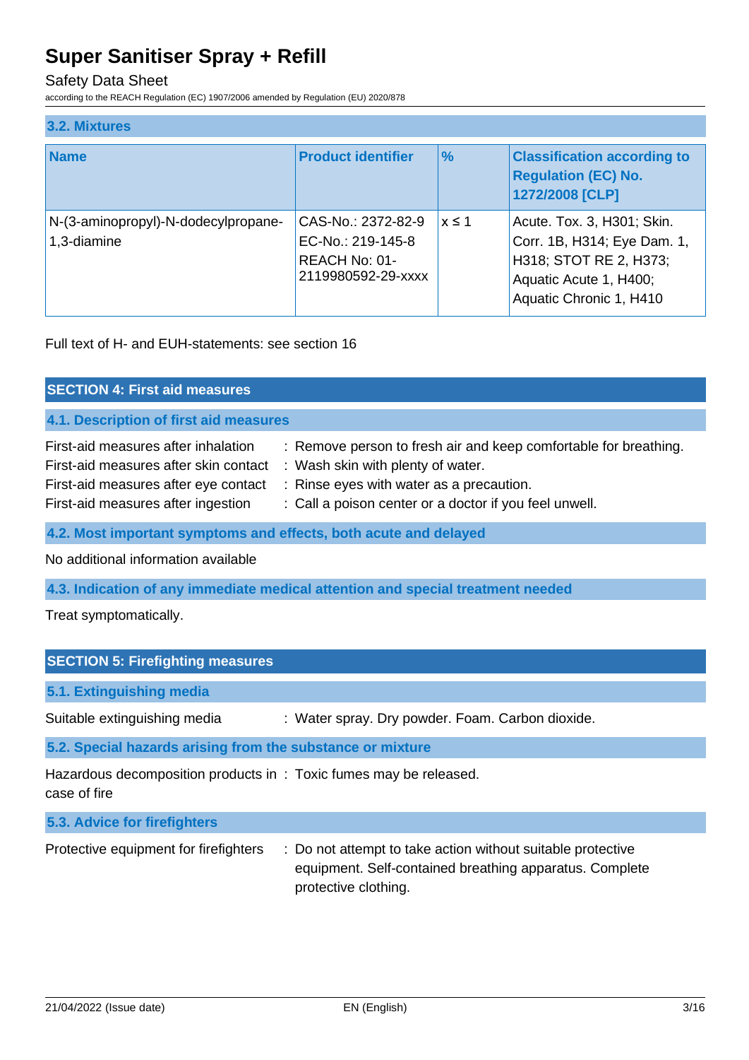### 3.2. Mixtures

| Name | Product identifier | % | Classification according to Regulation (EC) No. 1272/2008 [CLP] |
|---|---|---|---|
| N-(3-aminopropyl)-N-dodecylpropane-1,3-diamine | CAS-No.: 2372-82-9<br>EC-No.: 219-145-8<br>REACH No: 01-2119980592-29-xxxx | x ≤ 1 | Acute. Tox. 3, H301; Skin. Corr. 1B, H314; Eye Dam. 1, H318; STOT RE 2, H373; Aquatic Acute 1, H400; Aquatic Chronic 1, H410 |

Full text of H- and EUH-statements: see section 16

## SECTION 4: First aid measures

### 4.1. Description of first aid measures

First-aid measures after inhalation : Remove person to fresh air and keep comfortable for breathing.
First-aid measures after skin contact : Wash skin with plenty of water.
First-aid measures after eye contact : Rinse eyes with water as a precaution.
First-aid measures after ingestion : Call a poison center or a doctor if you feel unwell.

### 4.2. Most important symptoms and effects, both acute and delayed

No additional information available

### 4.3. Indication of any immediate medical attention and special treatment needed

Treat symptomatically.

## SECTION 5: Firefighting measures

### 5.1. Extinguishing media

Suitable extinguishing media : Water spray. Dry powder. Foam. Carbon dioxide.

### 5.2. Special hazards arising from the substance or mixture

Hazardous decomposition products in case of fire : Toxic fumes may be released.

### 5.3. Advice for firefighters

Protective equipment for firefighters : Do not attempt to take action without suitable protective equipment. Self-contained breathing apparatus. Complete protective clothing.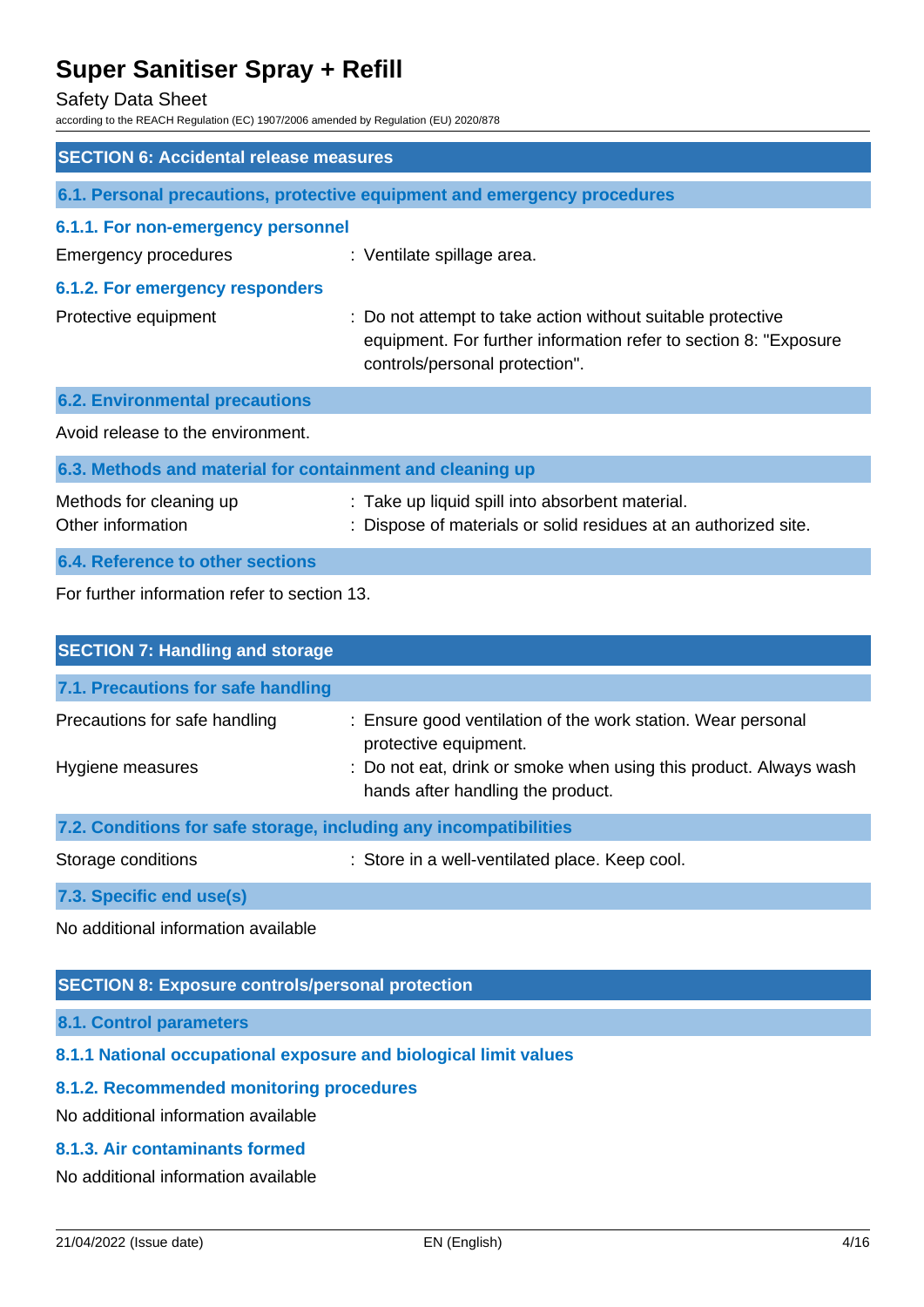## SECTION 6: Accidental release measures

### 6.1. Personal precautions, protective equipment and emergency procedures

#### 6.1.1. For non-emergency personnel

Emergency procedures : Ventilate spillage area.

#### 6.1.2. For emergency responders

Protective equipment : Do not attempt to take action without suitable protective equipment. For further information refer to section 8: "Exposure controls/personal protection".

### 6.2. Environmental precautions

Avoid release to the environment.

### 6.3. Methods and material for containment and cleaning up

Methods for cleaning up : Take up liquid spill into absorbent material.

Other information : Dispose of materials or solid residues at an authorized site.

### 6.4. Reference to other sections

For further information refer to section 13.

## SECTION 7: Handling and storage

### 7.1. Precautions for safe handling

Precautions for safe handling : Ensure good ventilation of the work station. Wear personal protective equipment.

Hygiene measures : Do not eat, drink or smoke when using this product. Always wash hands after handling the product.

### 7.2. Conditions for safe storage, including any incompatibilities

Storage conditions : Store in a well-ventilated place. Keep cool.

### 7.3. Specific end use(s)

No additional information available

## SECTION 8: Exposure controls/personal protection

### 8.1. Control parameters

#### 8.1.1 National occupational exposure and biological limit values

#### 8.1.2. Recommended monitoring procedures

No additional information available

#### 8.1.3. Air contaminants formed

No additional information available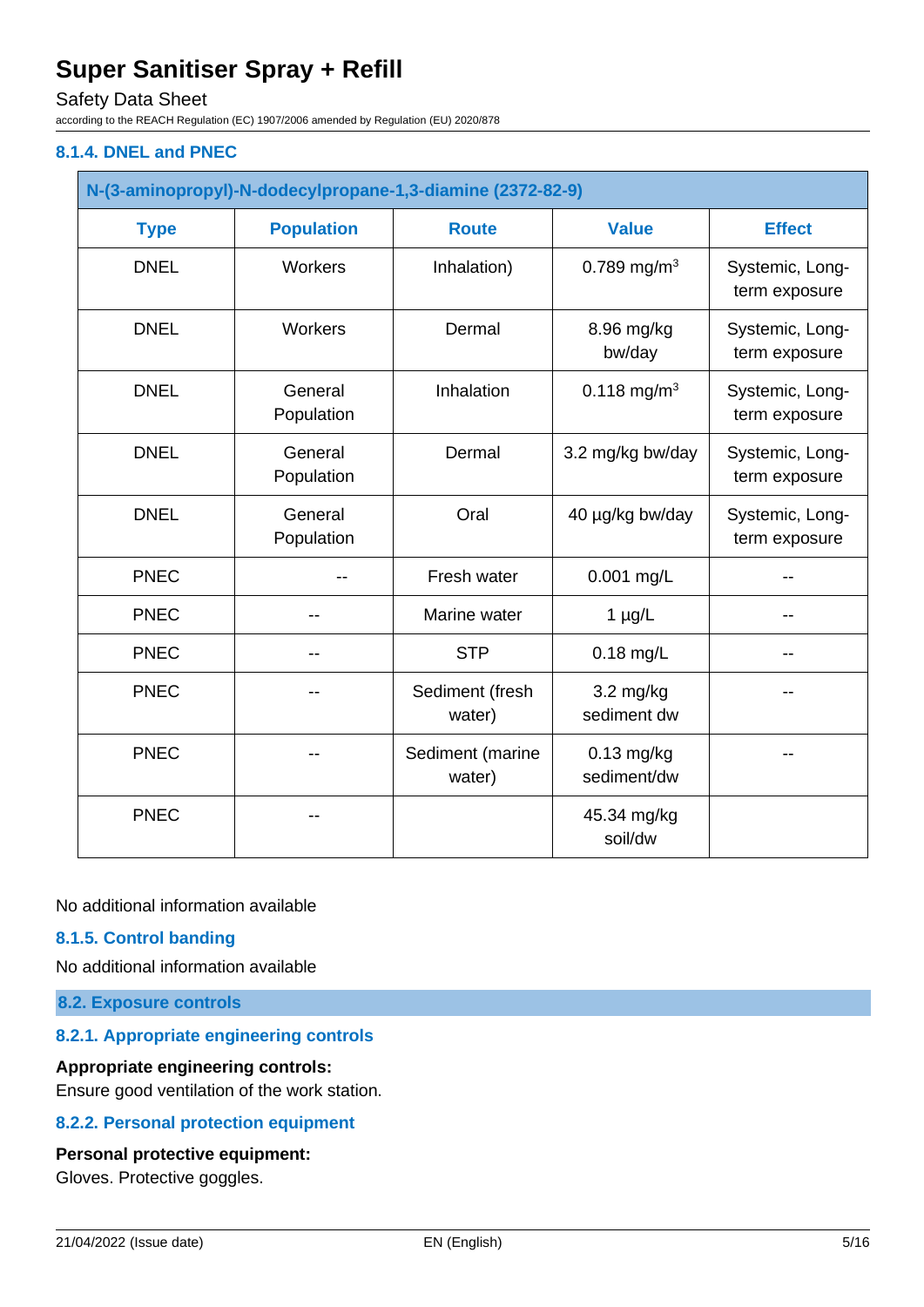### 8.1.4. DNEL and PNEC

| N-(3-aminopropyl)-N-dodecylpropane-1,3-diamine (2372-82-9) | | | | |
|---|---|---|---|---|
| **Type** | **Population** | **Route** | **Value** | **Effect** |
| DNEL | Workers | Inhalation) | 0.789 mg/m³ | Systemic, Long-term exposure |
| DNEL | Workers | Dermal | 8.96 mg/kg bw/day | Systemic, Long-term exposure |
| DNEL | General Population | Inhalation | 0.118 mg/m³ | Systemic, Long-term exposure |
| DNEL | General Population | Dermal | 3.2 mg/kg bw/day | Systemic, Long-term exposure |
| DNEL | General Population | Oral | 40 µg/kg bw/day | Systemic, Long-term exposure |
| PNEC | -- | Fresh water | 0.001 mg/L | -- |
| PNEC | -- | Marine water | 1 µg/L | -- |
| PNEC | -- | STP | 0.18 mg/L | -- |
| PNEC | -- | Sediment (fresh water) | 3.2 mg/kg sediment dw | -- |
| PNEC | -- | Sediment (marine water) | 0.13 mg/kg sediment/dw | -- |
| PNEC | -- | | 45.34 mg/kg soil/dw | |

No additional information available

### 8.1.5. Control banding

No additional information available

## 8.2. Exposure controls

### 8.2.1. Appropriate engineering controls

**Appropriate engineering controls:**
Ensure good ventilation of the work station.

### 8.2.2. Personal protection equipment

**Personal protective equipment:**
Gloves. Protective goggles.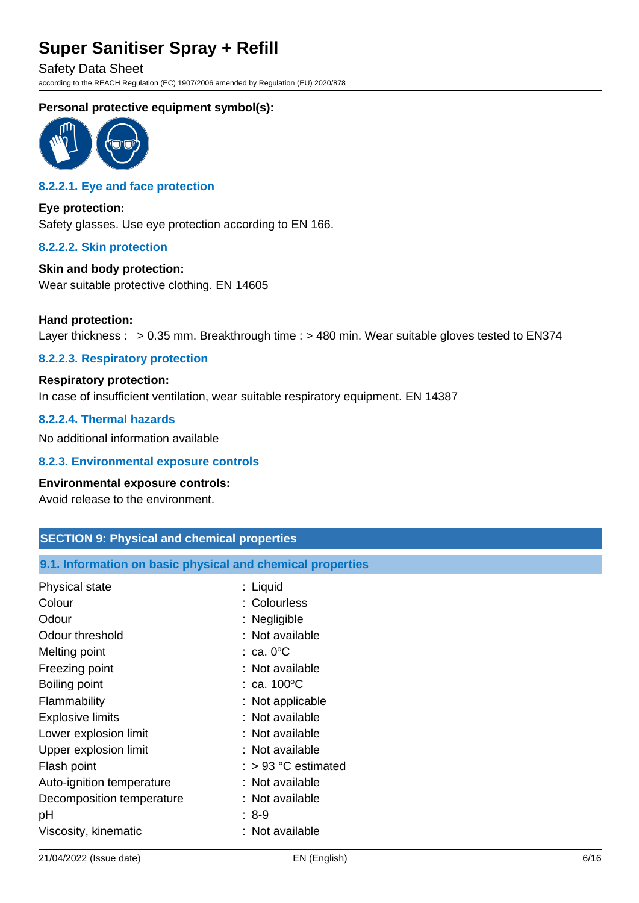**Personal protective equipment symbol(s):**

### 8.2.2.1. Eye and face protection

**Eye protection:**

Safety glasses. Use eye protection according to EN 166.

### 8.2.2.2. Skin protection

**Skin and body protection:**

Wear suitable protective clothing. EN 14605

**Hand protection:**

Layer thickness : > 0.35 mm. Breakthrough time : > 480 min. Wear suitable gloves tested to EN374

### 8.2.2.3. Respiratory protection

**Respiratory protection:**

In case of insufficient ventilation, wear suitable respiratory equipment. EN 14387

### 8.2.2.4. Thermal hazards

No additional information available

### 8.2.3. Environmental exposure controls

**Environmental exposure controls:**

Avoid release to the environment.

## SECTION 9: Physical and chemical properties

### 9.1. Information on basic physical and chemical properties

| | |
|---|---|
| Physical state | : Liquid |
| Colour | : Colourless |
| Odour | : Negligible |
| Odour threshold | : Not available |
| Melting point | : ca. 0°C |
| Freezing point | : Not available |
| Boiling point | : ca. 100°C |
| Flammability | : Not applicable |
| Explosive limits | : Not available |
| Lower explosion limit | : Not available |
| Upper explosion limit | : Not available |
| Flash point | : > 93 °C estimated |
| Auto-ignition temperature | : Not available |
| Decomposition temperature | : Not available |
| pH | : 8-9 |
| Viscosity, kinematic | : Not available |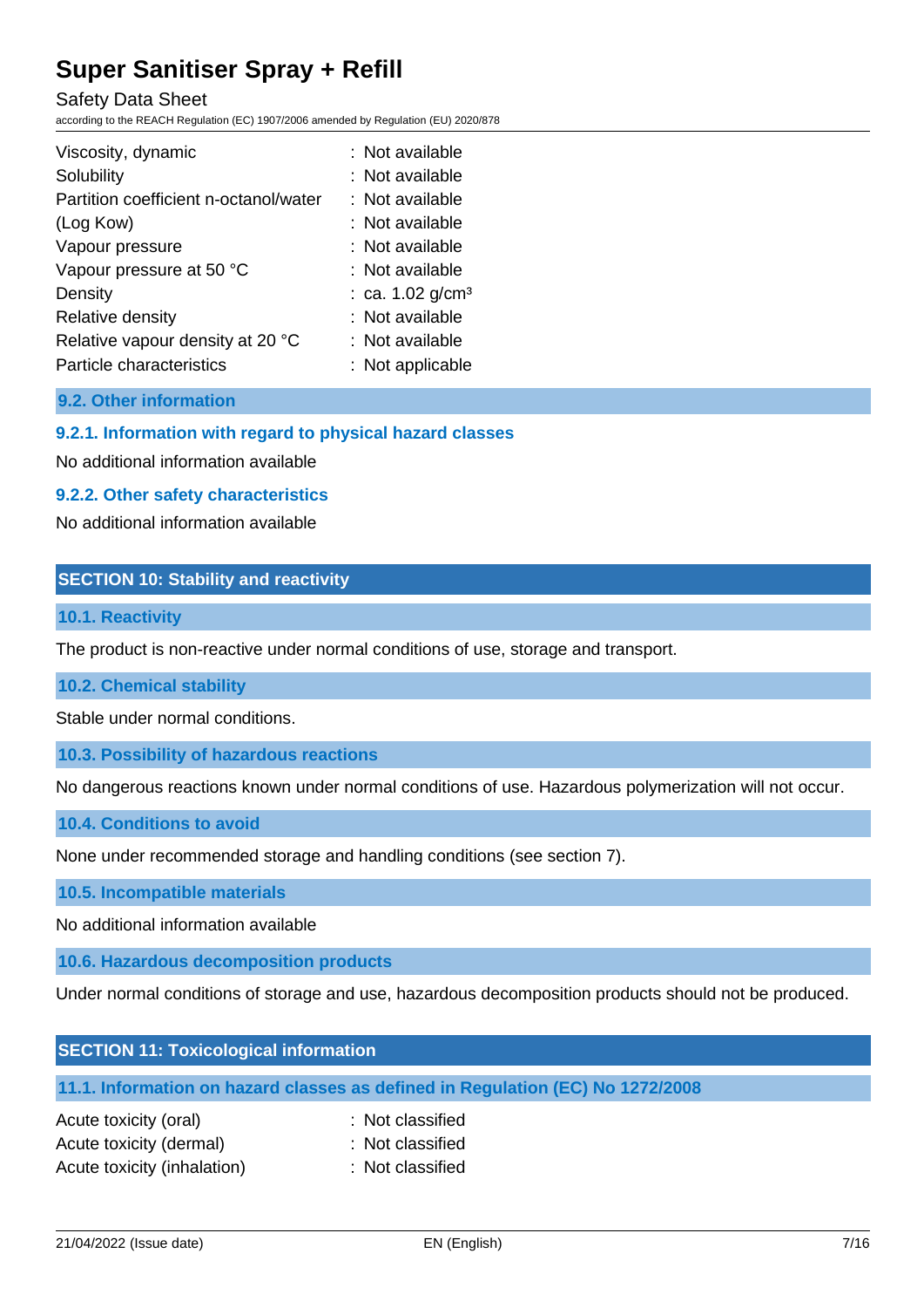| | |
|---|---|
| Viscosity, dynamic | : Not available |
| Solubility | : Not available |
| Partition coefficient n-octanol/water | : Not available |
| (Log Kow) | : Not available |
| Vapour pressure | : Not available |
| Vapour pressure at 50 °C | : Not available |
| Density | : ca. 1.02 g/cm³ |
| Relative density | : Not available |
| Relative vapour density at 20 °C | : Not available |
| Particle characteristics | : Not applicable |

### 9.2. Other information

#### 9.2.1. Information with regard to physical hazard classes

No additional information available

#### 9.2.2. Other safety characteristics

No additional information available

## SECTION 10: Stability and reactivity

### 10.1. Reactivity

The product is non-reactive under normal conditions of use, storage and transport.

### 10.2. Chemical stability

Stable under normal conditions.

### 10.3. Possibility of hazardous reactions

No dangerous reactions known under normal conditions of use. Hazardous polymerization will not occur.

### 10.4. Conditions to avoid

None under recommended storage and handling conditions (see section 7).

### 10.5. Incompatible materials

No additional information available

### 10.6. Hazardous decomposition products

Under normal conditions of storage and use, hazardous decomposition products should not be produced.

## SECTION 11: Toxicological information

### 11.1. Information on hazard classes as defined in Regulation (EC) No 1272/2008

| | |
|---|---|
| Acute toxicity (oral) | : Not classified |
| Acute toxicity (dermal) | : Not classified |
| Acute toxicity (inhalation) | : Not classified |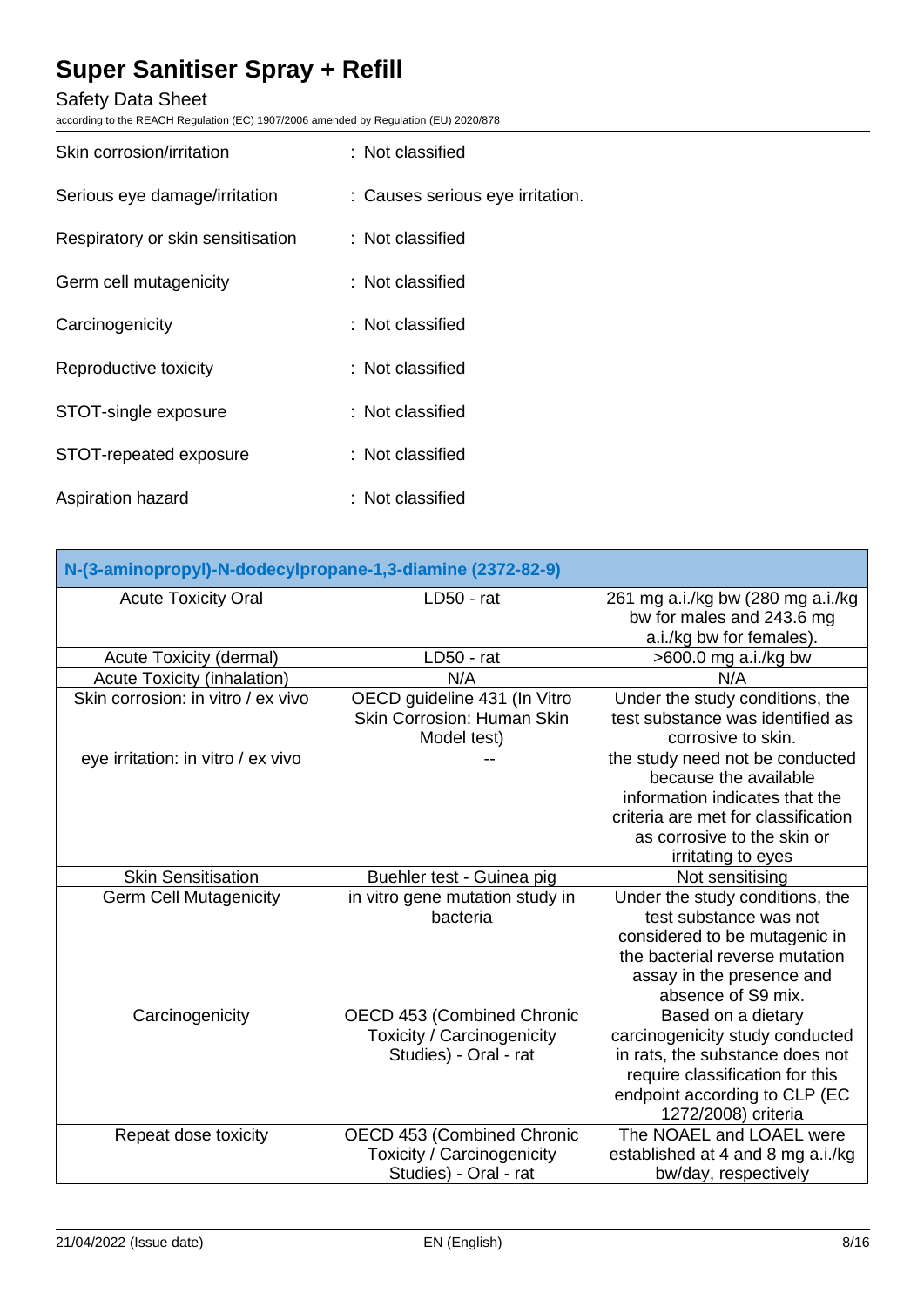Skin corrosion/irritation : Not classified

Serious eye damage/irritation : Causes serious eye irritation.

Respiratory or skin sensitisation : Not classified

Germ cell mutagenicity : Not classified

Carcinogenicity : Not classified

Reproductive toxicity : Not classified

STOT-single exposure : Not classified

STOT-repeated exposure : Not classified

Aspiration hazard : Not classified

| N-(3-aminopropyl)-N-dodecylpropane-1,3-diamine (2372-82-9) | | |
|---|---|---|
| Acute Toxicity Oral | LD50 - rat | 261 mg a.i./kg bw (280 mg a.i./kg bw for males and 243.6 mg a.i./kg bw for females). |
| Acute Toxicity (dermal) | LD50 - rat | >600.0 mg a.i./kg bw |
| Acute Toxicity (inhalation) | N/A | N/A |
| Skin corrosion: in vitro / ex vivo | OECD guideline 431 (In Vitro Skin Corrosion: Human Skin Model test) | Under the study conditions, the test substance was identified as corrosive to skin. |
| eye irritation: in vitro / ex vivo | -- | the study need not be conducted because the available information indicates that the criteria are met for classification as corrosive to the skin or irritating to eyes |
| Skin Sensitisation | Buehler test - Guinea pig | Not sensitising |
| Germ Cell Mutagenicity | in vitro gene mutation study in bacteria | Under the study conditions, the test substance was not considered to be mutagenic in the bacterial reverse mutation assay in the presence and absence of S9 mix. |
| Carcinogenicity | OECD 453 (Combined Chronic Toxicity / Carcinogenicity Studies) - Oral - rat | Based on a dietary carcinogenicity study conducted in rats, the substance does not require classification for this endpoint according to CLP (EC 1272/2008) criteria |
| Repeat dose toxicity | OECD 453 (Combined Chronic Toxicity / Carcinogenicity Studies) - Oral - rat | The NOAEL and LOAEL were established at 4 and 8 mg a.i./kg bw/day, respectively |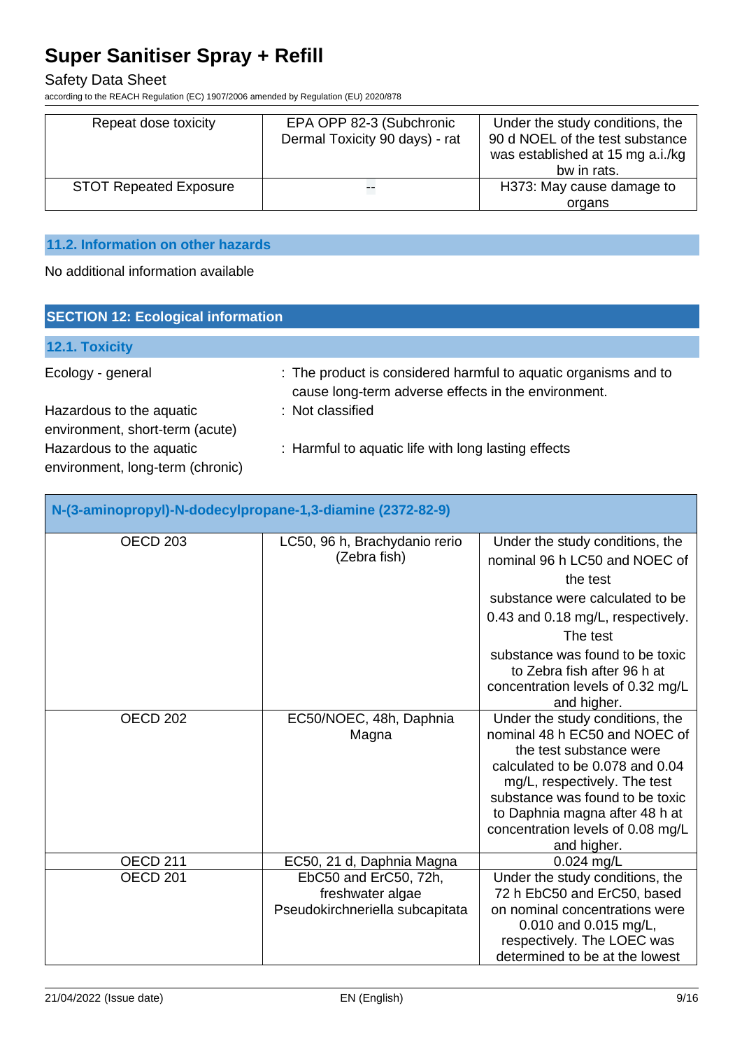| Repeat dose toxicity | EPA OPP 82-3 (Subchronic Dermal Toxicity 90 days) - rat | Under the study conditions, the 90 d NOEL of the test substance was established at 15 mg a.i./kg bw in rats. |
|---|---|---|
| STOT Repeated Exposure | -- | H373: May cause damage to organs |

### 11.2. Information on other hazards

No additional information available

## SECTION 12: Ecological information

### 12.1. Toxicity

Ecology - general : The product is considered harmful to aquatic organisms and to cause long-term adverse effects in the environment.

Hazardous to the aquatic environment, short-term (acute) : Not classified

Hazardous to the aquatic environment, long-term (chronic) : Harmful to aquatic life with long lasting effects

| N-(3-aminopropyl)-N-dodecylpropane-1,3-diamine (2372-82-9) | | |
|---|---|---|
| OECD 203 | LC50, 96 h, Brachydanio rerio (Zebra fish) | Under the study conditions, the nominal 96 h LC50 and NOEC of the test substance were calculated to be 0.43 and 0.18 mg/L, respectively. The test substance was found to be toxic to Zebra fish after 96 h at concentration levels of 0.32 mg/L and higher. |
| OECD 202 | EC50/NOEC, 48h, Daphnia Magna | Under the study conditions, the nominal 48 h EC50 and NOEC of the test substance were calculated to be 0.078 and 0.04 mg/L, respectively. The test substance was found to be toxic to Daphnia magna after 48 h at concentration levels of 0.08 mg/L and higher. |
| OECD 211 | EC50, 21 d, Daphnia Magna | 0.024 mg/L |
| OECD 201 | EbC50 and ErC50, 72h, freshwater algae Pseudokirchneriella subcapitata | Under the study conditions, the 72 h EbC50 and ErC50, based on nominal concentrations were 0.010 and 0.015 mg/L, respectively. The LOEC was determined to be at the lowest |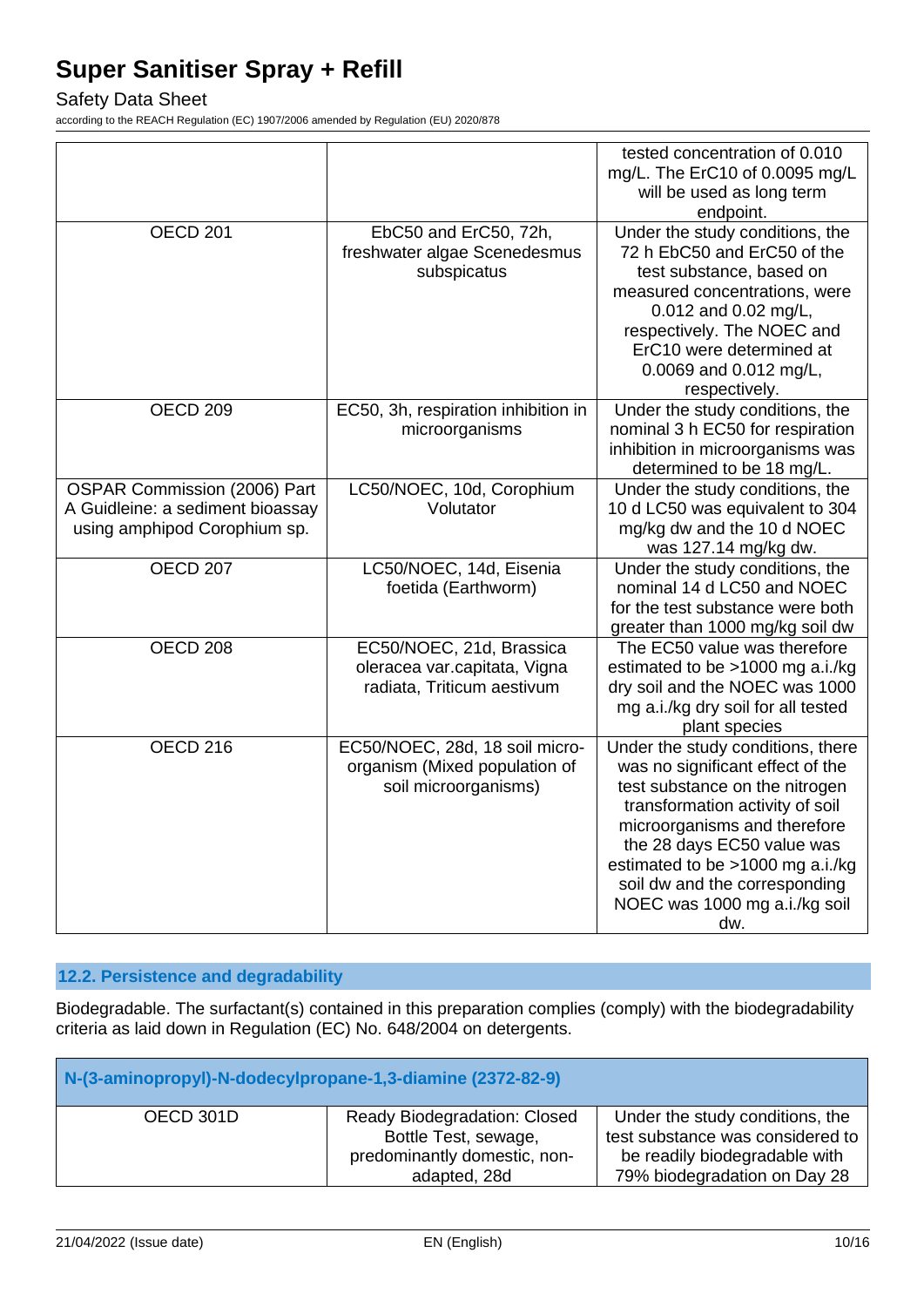| | | tested concentration of 0.010 mg/L. The ErC10 of 0.0095 mg/L will be used as long term endpoint. |
|---|---|---|
| OECD 201 | EbC50 and ErC50, 72h, freshwater algae Scenedesmus subspicatus | Under the study conditions, the 72 h EbC50 and ErC50 of the test substance, based on measured concentrations, were 0.012 and 0.02 mg/L, respectively. The NOEC and ErC10 were determined at 0.0069 and 0.012 mg/L, respectively. |
| OECD 209 | EC50, 3h, respiration inhibition in microorganisms | Under the study conditions, the nominal 3 h EC50 for respiration inhibition in microorganisms was determined to be 18 mg/L. |
| OSPAR Commission (2006) Part A Guideline: a sediment bioassay using amphipod Corophium sp. | LC50/NOEC, 10d, Corophium Volutator | Under the study conditions, the 10 d LC50 was equivalent to 304 mg/kg dw and the 10 d NOEC was 127.14 mg/kg dw. |
| OECD 207 | LC50/NOEC, 14d, Eisenia foetida (Earthworm) | Under the study conditions, the nominal 14 d LC50 and NOEC for the test substance were both greater than 1000 mg/kg soil dw |
| OECD 208 | EC50/NOEC, 21d, Brassica oleracea var.capitata, Vigna radiata, Triticum aestivum | The EC50 value was therefore estimated to be >1000 mg a.i./kg dry soil and the NOEC was 1000 mg a.i./kg dry soil for all tested plant species |
| OECD 216 | EC50/NOEC, 28d, 18 soil micro-organism (Mixed population of soil microorganisms) | Under the study conditions, there was no significant effect of the test substance on the nitrogen transformation activity of soil microorganisms and therefore the 28 days EC50 value was estimated to be >1000 mg a.i./kg soil dw and the corresponding NOEC was 1000 mg a.i./kg soil dw. |

## 12.2. Persistence and degradability

Biodegradable. The surfactant(s) contained in this preparation complies (comply) with the biodegradability criteria as laid down in Regulation (EC) No. 648/2004 on detergents.

| N-(3-aminopropyl)-N-dodecylpropane-1,3-diamine (2372-82-9) | | |
|---|---|---|
| OECD 301D | Ready Biodegradation: Closed Bottle Test, sewage, predominantly domestic, non-adapted, 28d | Under the study conditions, the test substance was considered to be readily biodegradable with 79% biodegradation on Day 28 |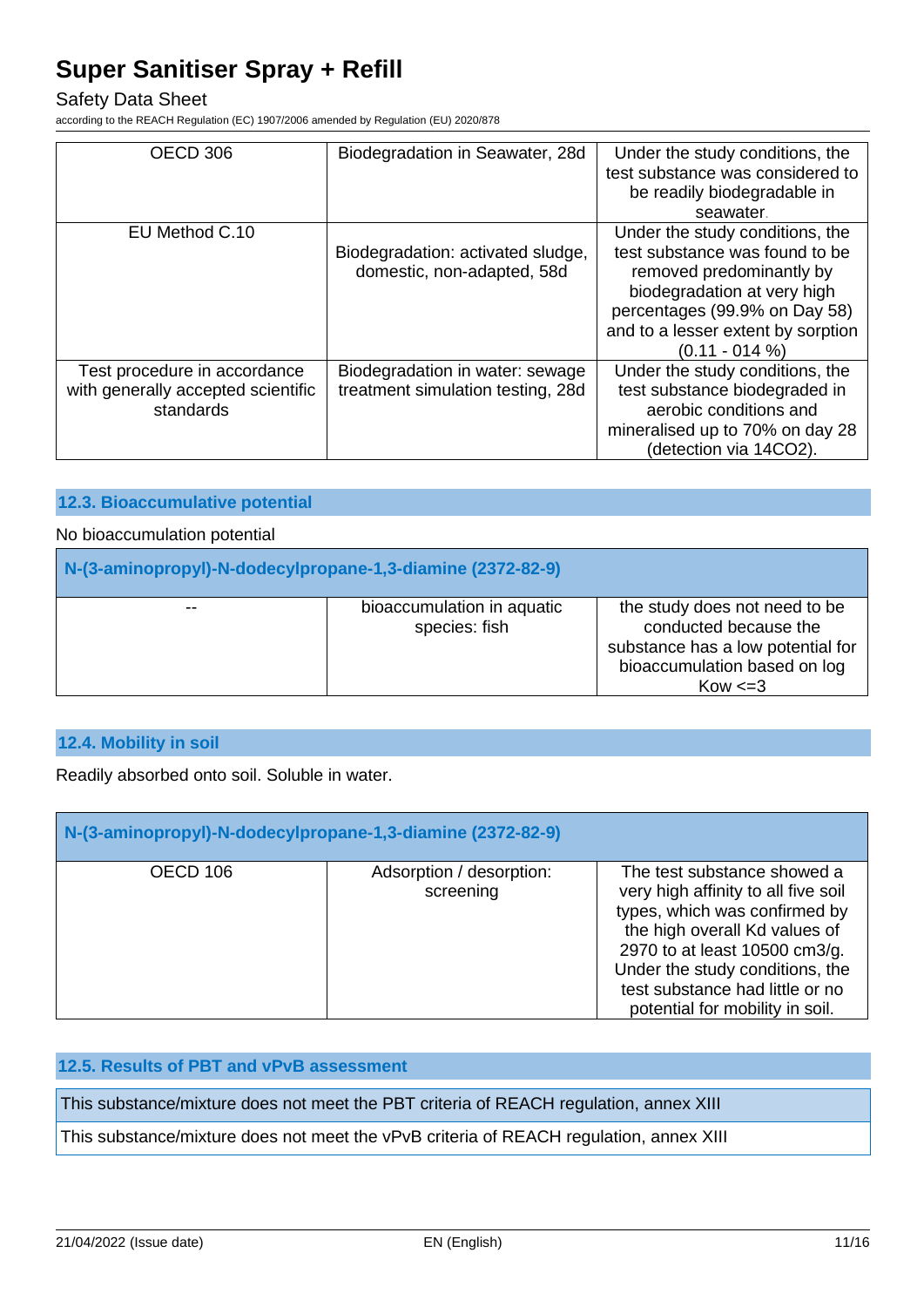| | | |
|---|---|---|
| OECD 306 | Biodegradation in Seawater, 28d | Under the study conditions, the test substance was considered to be readily biodegradable in seawater. |
| EU Method C.10 | Biodegradation: activated sludge, domestic, non-adapted, 58d | Under the study conditions, the test substance was found to be removed predominantly by biodegradation at very high percentages (99.9% on Day 58) and to a lesser extent by sorption (0.11 - 014 %) |
| Test procedure in accordance with generally accepted scientific standards | Biodegradation in water: sewage treatment simulation testing, 28d | Under the study conditions, the test substance biodegraded in aerobic conditions and mineralised up to 70% on day 28 (detection via 14CO2). |

## 12.3. Bioaccumulative potential

No bioaccumulation potential

| N-(3-aminopropyl)-N-dodecylpropane-1,3-diamine (2372-82-9) | | |
|---|---|---|
| -- | bioaccumulation in aquatic species: fish | the study does not need to be conducted because the substance has a low potential for bioaccumulation based on log Kow <=3 |

## 12.4. Mobility in soil

Readily absorbed onto soil. Soluble in water.

| N-(3-aminopropyl)-N-dodecylpropane-1,3-diamine (2372-82-9) | | |
|---|---|---|
| OECD 106 | Adsorption / desorption: screening | The test substance showed a very high affinity to all five soil types, which was confirmed by the high overall Kd values of 2970 to at least 10500 cm3/g. Under the study conditions, the test substance had little or no potential for mobility in soil. |

## 12.5. Results of PBT and vPvB assessment

This substance/mixture does not meet the PBT criteria of REACH regulation, annex XIII

This substance/mixture does not meet the vPvB criteria of REACH regulation, annex XIII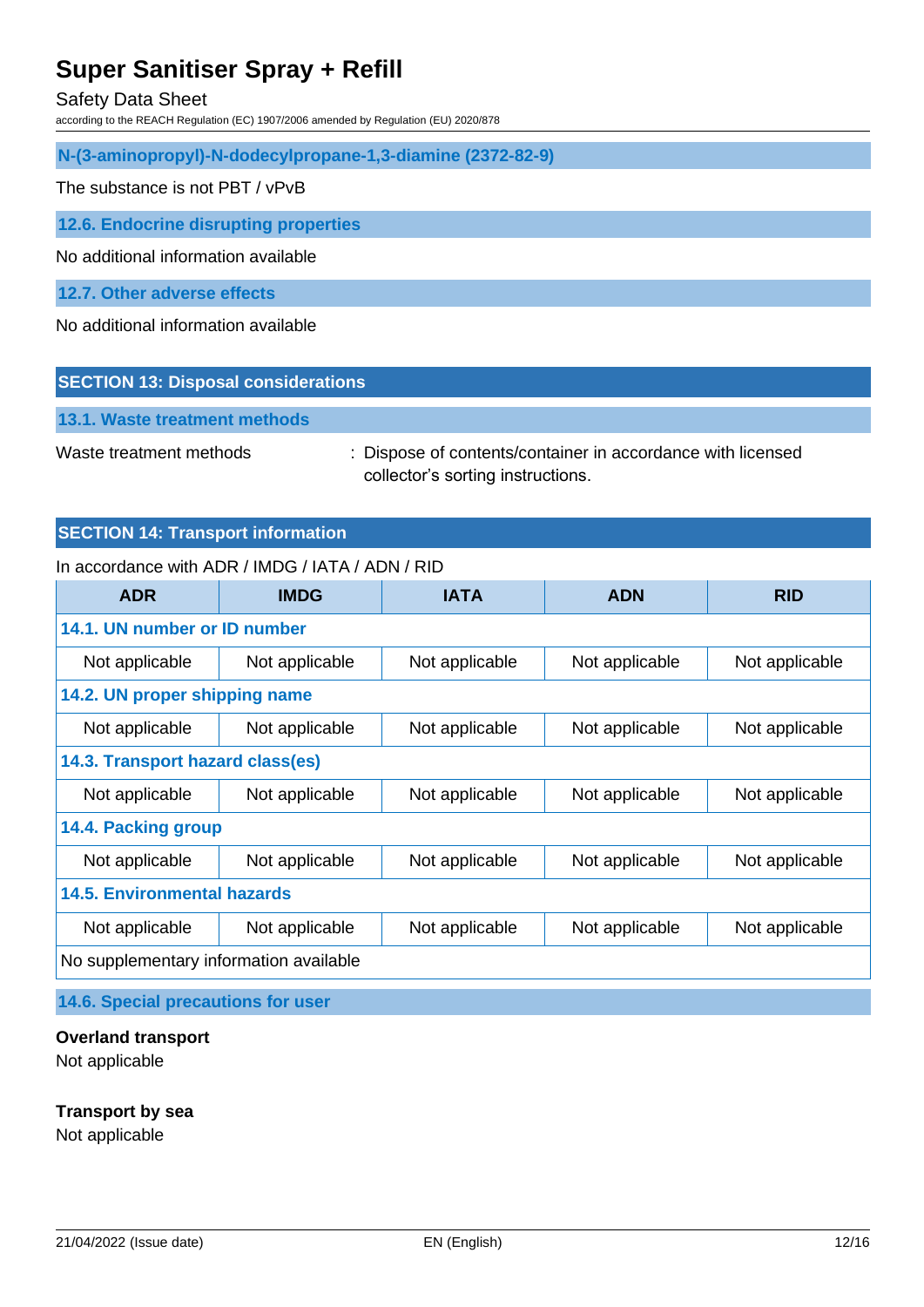**N-(3-aminopropyl)-N-dodecylpropane-1,3-diamine (2372-82-9)**

The substance is not PBT / vPvB

### 12.6. Endocrine disrupting properties

No additional information available

### 12.7. Other adverse effects

No additional information available

## SECTION 13: Disposal considerations

### 13.1. Waste treatment methods

Waste treatment methods : Dispose of contents/container in accordance with licensed collector's sorting instructions.

## SECTION 14: Transport information

In accordance with ADR / IMDG / IATA / ADN / RID

| ADR | IMDG | IATA | ADN | RID |
|---|---|---|---|---|
| **14.1. UN number or ID number** | | | | |
| Not applicable | Not applicable | Not applicable | Not applicable | Not applicable |
| **14.2. UN proper shipping name** | | | | |
| Not applicable | Not applicable | Not applicable | Not applicable | Not applicable |
| **14.3. Transport hazard class(es)** | | | | |
| Not applicable | Not applicable | Not applicable | Not applicable | Not applicable |
| **14.4. Packing group** | | | | |
| Not applicable | Not applicable | Not applicable | Not applicable | Not applicable |
| **14.5. Environmental hazards** | | | | |
| Not applicable | Not applicable | Not applicable | Not applicable | Not applicable |
| No supplementary information available | | | | |

### 14.6. Special precautions for user

**Overland transport**
Not applicable

**Transport by sea**
Not applicable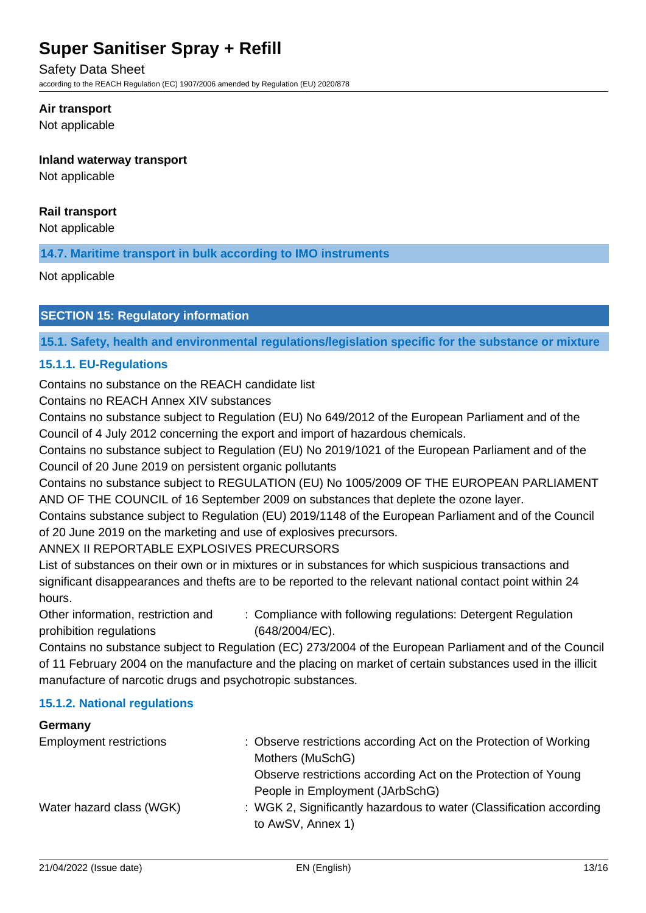**Air transport**

Not applicable

**Inland waterway transport**

Not applicable

**Rail transport**

Not applicable

### 14.7. Maritime transport in bulk according to IMO instruments

Not applicable

## SECTION 15: Regulatory information

### 15.1. Safety, health and environmental regulations/legislation specific for the substance or mixture

#### 15.1.1. EU-Regulations

Contains no substance on the REACH candidate list

Contains no REACH Annex XIV substances

Contains no substance subject to Regulation (EU) No 649/2012 of the European Parliament and of the Council of 4 July 2012 concerning the export and import of hazardous chemicals.

Contains no substance subject to Regulation (EU) No 2019/1021 of the European Parliament and of the Council of 20 June 2019 on persistent organic pollutants

Contains no substance subject to REGULATION (EU) No 1005/2009 OF THE EUROPEAN PARLIAMENT AND OF THE COUNCIL of 16 September 2009 on substances that deplete the ozone layer.

Contains substance subject to Regulation (EU) 2019/1148 of the European Parliament and of the Council of 20 June 2019 on the marketing and use of explosives precursors.

ANNEX II REPORTABLE EXPLOSIVES PRECURSORS

List of substances on their own or in mixtures or in substances for which suspicious transactions and significant disappearances and thefts are to be reported to the relevant national contact point within 24 hours.

Other information, restriction and prohibition regulations : Compliance with following regulations: Detergent Regulation (648/2004/EC).

Contains no substance subject to Regulation (EC) 273/2004 of the European Parliament and of the Council of 11 February 2004 on the manufacture and the placing on market of certain substances used in the illicit manufacture of narcotic drugs and psychotropic substances.

#### 15.1.2. National regulations

**Germany**

Employment restrictions : Observe restrictions according Act on the Protection of Working Mothers (MuSchG)
Observe restrictions according Act on the Protection of Young People in Employment (JArbSchG)

Water hazard class (WGK) : WGK 2, Significantly hazardous to water (Classification according to AwSV, Annex 1)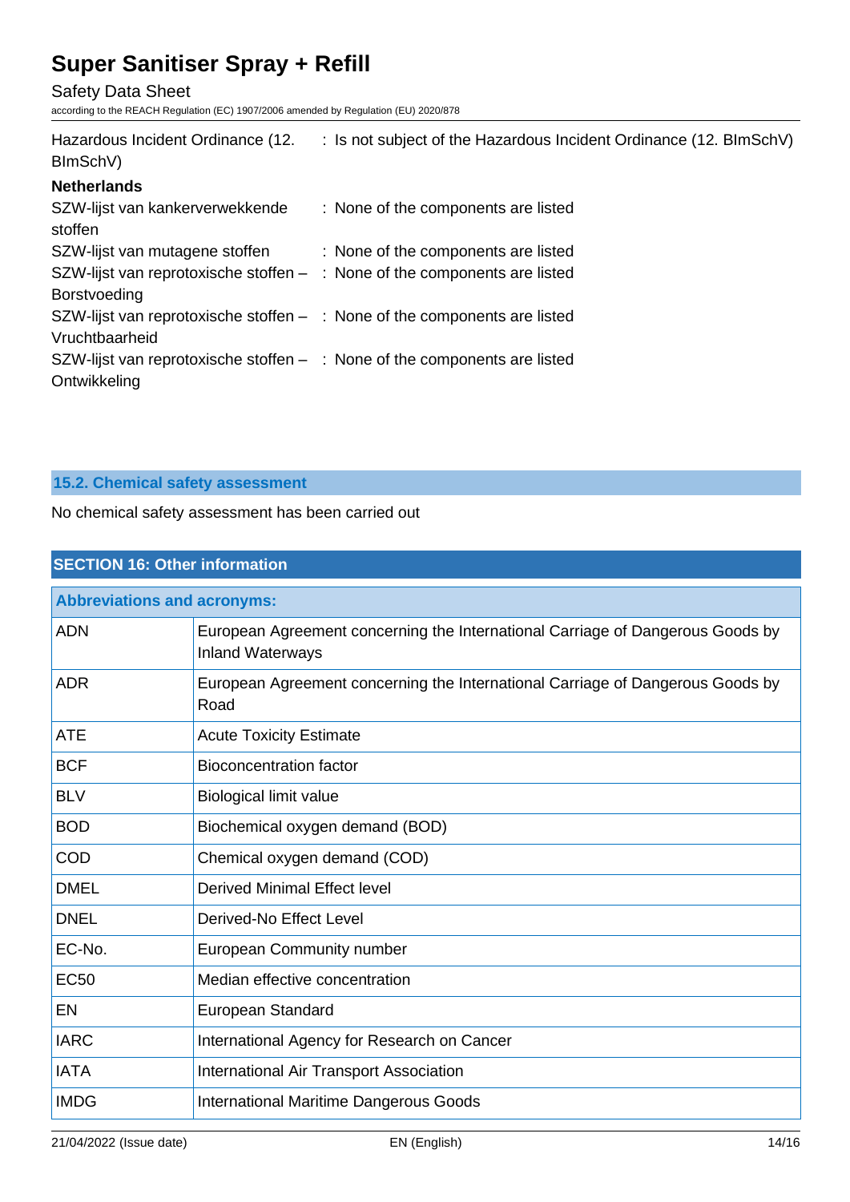Hazardous Incident Ordinance (12. BImSchV) : Is not subject of the Hazardous Incident Ordinance (12. BImSchV)

**Netherlands**

SZW-lijst van kankerverwekkende stoffen : None of the components are listed

SZW-lijst van mutagene stoffen : None of the components are listed

SZW-lijst van reprotoxische stoffen – Borstvoeding : None of the components are listed

SZW-lijst van reprotoxische stoffen – Vruchtbaarheid : None of the components are listed

SZW-lijst van reprotoxische stoffen – Ontwikkeling : None of the components are listed

### 15.2. Chemical safety assessment

No chemical safety assessment has been carried out

## SECTION 16: Other information

| Abbreviations and acronyms: | |
|---|---|
| ADN | European Agreement concerning the International Carriage of Dangerous Goods by Inland Waterways |
| ADR | European Agreement concerning the International Carriage of Dangerous Goods by Road |
| ATE | Acute Toxicity Estimate |
| BCF | Bioconcentration factor |
| BLV | Biological limit value |
| BOD | Biochemical oxygen demand (BOD) |
| COD | Chemical oxygen demand (COD) |
| DMEL | Derived Minimal Effect level |
| DNEL | Derived-No Effect Level |
| EC-No. | European Community number |
| EC50 | Median effective concentration |
| EN | European Standard |
| IARC | International Agency for Research on Cancer |
| IATA | International Air Transport Association |
| IMDG | International Maritime Dangerous Goods |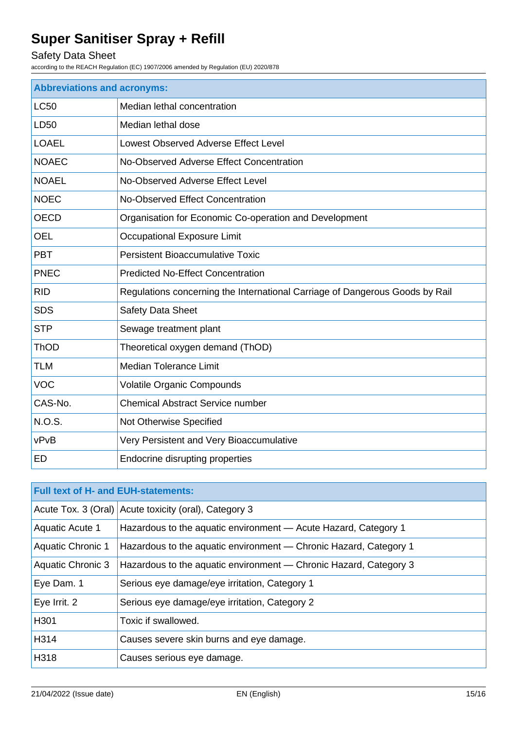| Abbreviations and acronyms: | |
|---|---|
| LC50 | Median lethal concentration |
| LD50 | Median lethal dose |
| LOAEL | Lowest Observed Adverse Effect Level |
| NOAEC | No-Observed Adverse Effect Concentration |
| NOAEL | No-Observed Adverse Effect Level |
| NOEC | No-Observed Effect Concentration |
| OECD | Organisation for Economic Co-operation and Development |
| OEL | Occupational Exposure Limit |
| PBT | Persistent Bioaccumulative Toxic |
| PNEC | Predicted No-Effect Concentration |
| RID | Regulations concerning the International Carriage of Dangerous Goods by Rail |
| SDS | Safety Data Sheet |
| STP | Sewage treatment plant |
| ThOD | Theoretical oxygen demand (ThOD) |
| TLM | Median Tolerance Limit |
| VOC | Volatile Organic Compounds |
| CAS-No. | Chemical Abstract Service number |
| N.O.S. | Not Otherwise Specified |
| vPvB | Very Persistent and Very Bioaccumulative |
| ED | Endocrine disrupting properties |

| Full text of H- and EUH-statements: | |
|---|---|
| Acute Tox. 3 (Oral) | Acute toxicity (oral), Category 3 |
| Aquatic Acute 1 | Hazardous to the aquatic environment — Acute Hazard, Category 1 |
| Aquatic Chronic 1 | Hazardous to the aquatic environment — Chronic Hazard, Category 1 |
| Aquatic Chronic 3 | Hazardous to the aquatic environment — Chronic Hazard, Category 3 |
| Eye Dam. 1 | Serious eye damage/eye irritation, Category 1 |
| Eye Irrit. 2 | Serious eye damage/eye irritation, Category 2 |
| H301 | Toxic if swallowed. |
| H314 | Causes severe skin burns and eye damage. |
| H318 | Causes serious eye damage. |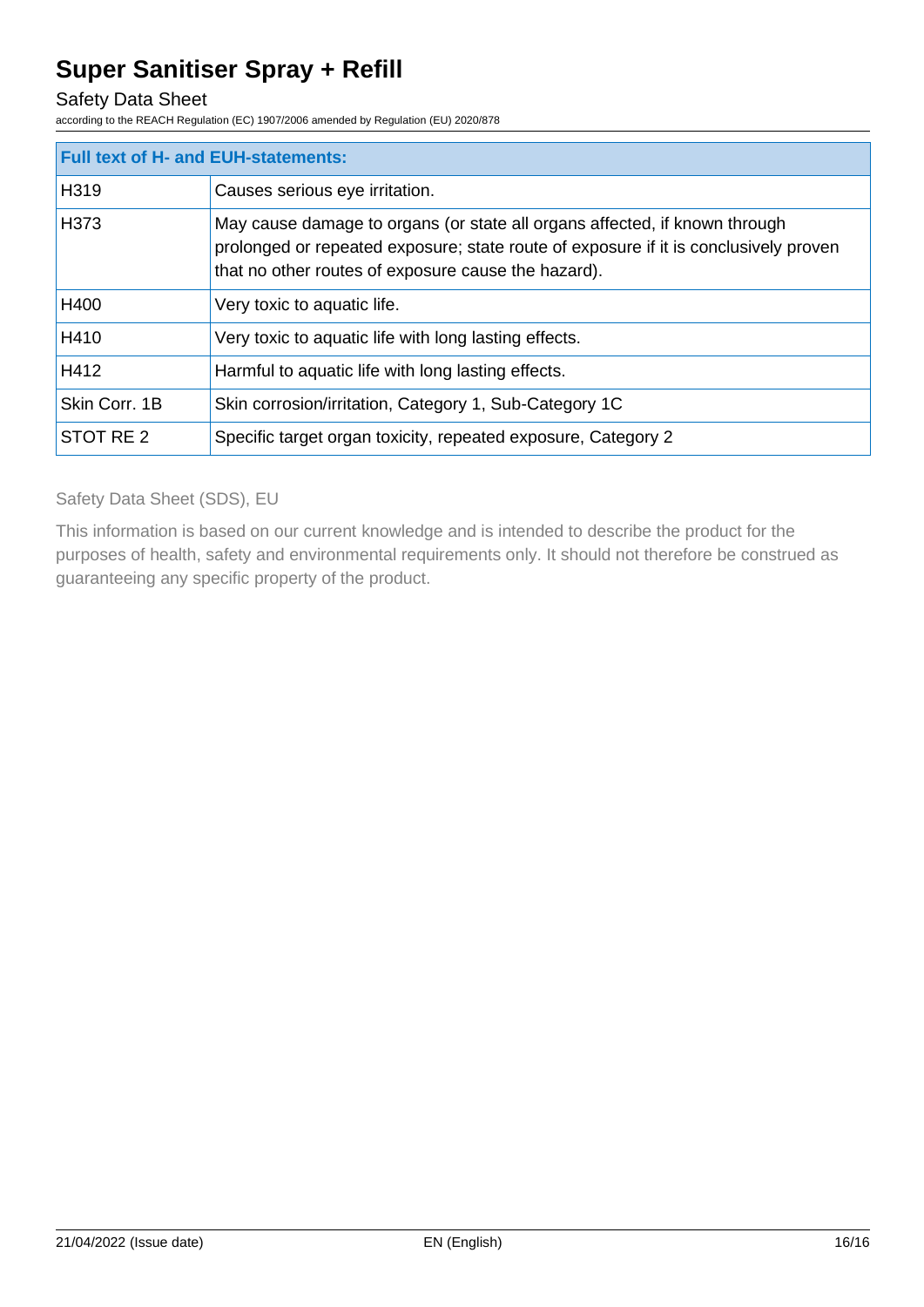| Full text of H- and EUH-statements: | |
|---|---|
| H319 | Causes serious eye irritation. |
| H373 | May cause damage to organs (or state all organs affected, if known through prolonged or repeated exposure; state route of exposure if it is conclusively proven that no other routes of exposure cause the hazard). |
| H400 | Very toxic to aquatic life. |
| H410 | Very toxic to aquatic life with long lasting effects. |
| H412 | Harmful to aquatic life with long lasting effects. |
| Skin Corr. 1B | Skin corrosion/irritation, Category 1, Sub-Category 1C |
| STOT RE 2 | Specific target organ toxicity, repeated exposure, Category 2 |

Safety Data Sheet (SDS), EU

This information is based on our current knowledge and is intended to describe the product for the purposes of health, safety and environmental requirements only. It should not therefore be construed as guaranteeing any specific property of the product.